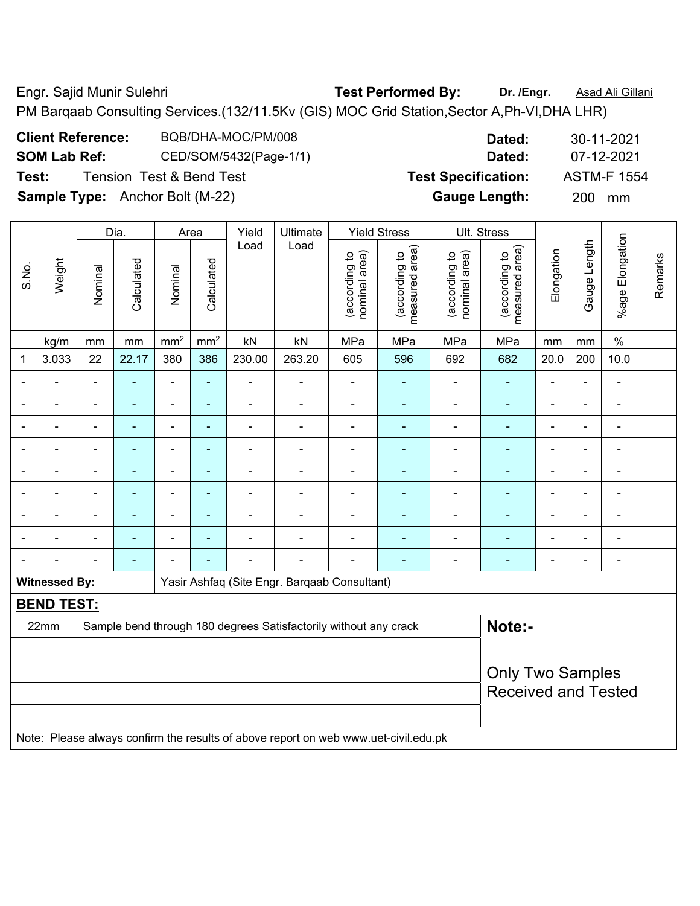Engr. Sajid Munir Sulehri **Test Performed By:** **Dr. /Engr.** Asad Ali Gillani

PM Barqaab Consulting Services.(132/11.5Kv (GIS) MOC Grid Station,Sector A,Ph-VI,DHA LHR)

**Client Reference:** BQB/DHA-MOC/PM/008 **Dated:** 30-11-2021

**SOM Lab Ref:** CED/SOM/5432(Page-1/1) **Dated:** 07-12-2021

**Test:** Tension Test & Bend Test **Test Specification:** ASTM-F 1554

**Sample Type:** Anchor Bolt (M-22) **Gauge Length:** 200 mm

| S.No. | Weight | Dia. | | Area | | Yield Load | Ultimate Load | Yield Stress | | Ult. Stress | | Elongation | Gauge Length | %age Elongation | Remarks |
|---|---|---|---|---|---|---|---|---|---|---|---|---|---|---|---|
| | | Nominal | Calculated | Nominal | Calculated | | | (according to nominal area) | (according to measured area) | (according to nominal area) | (according to measured area) | | | | |
| | kg/m | mm | mm | $mm^2$ | $mm^2$ | kN | kN | MPa | MPa | MPa | MPa | mm | mm | % | |
| 1 | 3.033 | 22 | 22.17 | 380 | 386 | 230.00 | 263.20 | 605 | 596 | 692 | 682 | 20.0 | 200 | 10.0 | |
| - | - | - | - | - | - | - | - | - | - | - | - | - | - | - | |
| - | - | - | - | - | - | - | - | - | - | - | - | - | - | - | |
| - | - | - | - | - | - | - | - | - | - | - | - | - | - | - | |
| - | - | - | - | - | - | - | - | - | - | - | - | - | - | - | |
| - | - | - | - | - | - | - | - | - | - | - | - | - | - | - | |
| - | - | - | - | - | - | - | - | - | - | - | - | - | - | - | |
| - | - | - | - | - | - | - | - | - | - | - | - | - | - | - | |
| - | - | - | - | - | - | - | - | - | - | - | - | - | - | - | |
| - | - | - | - | - | - | - | - | - | - | - | - | - | - | - | |

**Witnessed By:** Yasir Ashfaq (Site Engr. Barqaab Consultant)

**BEND TEST:**

| | | |
|---|---|---|
| 22mm | Sample bend through 180 degrees Satisfactorily without any crack | **Note:-** |
| | | Only Two Samples Received and Tested |

Note: Please always confirm the results of above report on web www.uet-civil.edu.pk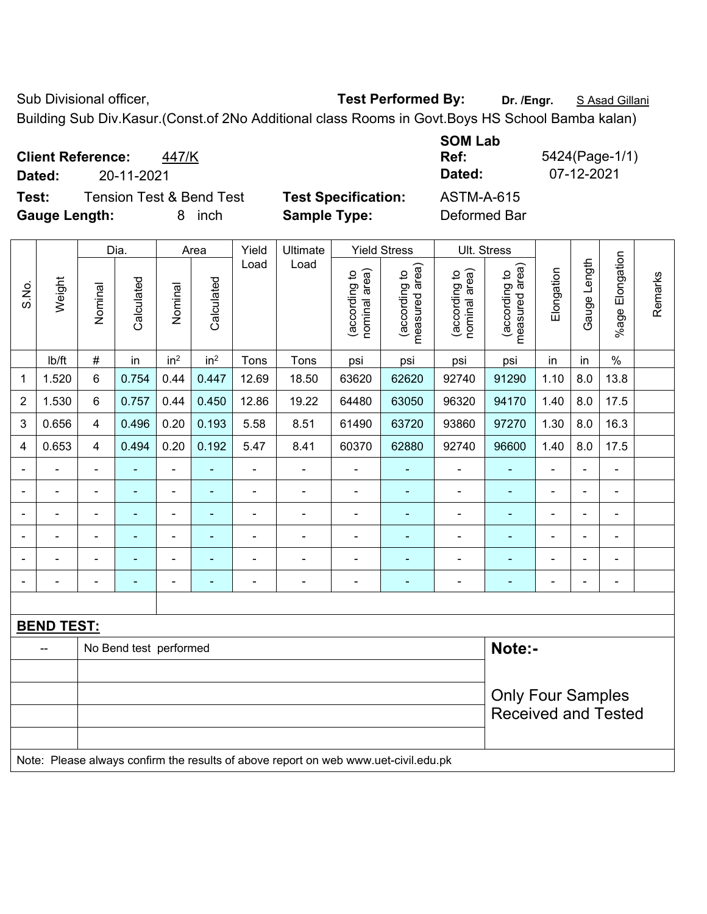Sub Divisional officer, **Test Performed By:** **Dr. /Engr.** S Asad Gillani

Building Sub Div.Kasur.(Const.of 2No Additional class Rooms in Govt.Boys HS School Bamba kalan)

**Client Reference:** 447/K **SOM Lab Ref:** 5424(Page-1/1)

**Dated:** 20-11-2021 **Dated:** 07-12-2021

**Test:** Tension Test & Bend Test **Test Specification:** ASTM-A-615

**Gauge Length:** 8 inch **Sample Type:** Deformed Bar

| S.No. | Weight | Dia. | | Area | | Yield Load | Ultimate Load | Yield Stress | | Ult. Stress | | Elongation | Gauge Length | %age Elongation | Remarks |
|---|---|---|---|---|---|---|---|---|---|---|---|---|---|---|---|
| | | Nominal | Calculated | Nominal | Calculated | | | (according to nominal area) | (according to measured area) | (according to nominal area) | (according to measured area) | | | | |
| | lb/ft | # | in | in² | in² | Tons | Tons | psi | psi | psi | psi | in | in | % | |
| 1 | 1.520 | 6 | 0.754 | 0.44 | 0.447 | 12.69 | 18.50 | 63620 | 62620 | 92740 | 91290 | 1.10 | 8.0 | 13.8 | |
| 2 | 1.530 | 6 | 0.757 | 0.44 | 0.450 | 12.86 | 19.22 | 64480 | 63050 | 96320 | 94170 | 1.40 | 8.0 | 17.5 | |
| 3 | 0.656 | 4 | 0.496 | 0.20 | 0.193 | 5.58 | 8.51 | 61490 | 63720 | 93860 | 97270 | 1.30 | 8.0 | 16.3 | |
| 4 | 0.653 | 4 | 0.494 | 0.20 | 0.192 | 5.47 | 8.41 | 60370 | 62880 | 92740 | 96600 | 1.40 | 8.0 | 17.5 | |
| - | - | - | - | - | - | - | - | - | - | - | - | - | - | - | |
| - | - | - | - | - | - | - | - | - | - | - | - | - | - | - | |
| - | - | - | - | - | - | - | - | - | - | - | - | - | - | - | |
| - | - | - | - | - | - | - | - | - | - | - | - | - | - | - | |
| - | - | - | - | - | - | - | - | - | - | - | - | - | - | - | |
| - | - | - | - | - | - | - | - | - | - | - | - | - | - | - | |

**BEND TEST:**

| | | |
|---|---|---|
| -- | No Bend test performed | **Note:-** Only Four Samples Received and Tested |

Note: Please always confirm the results of above report on web www.uet-civil.edu.pk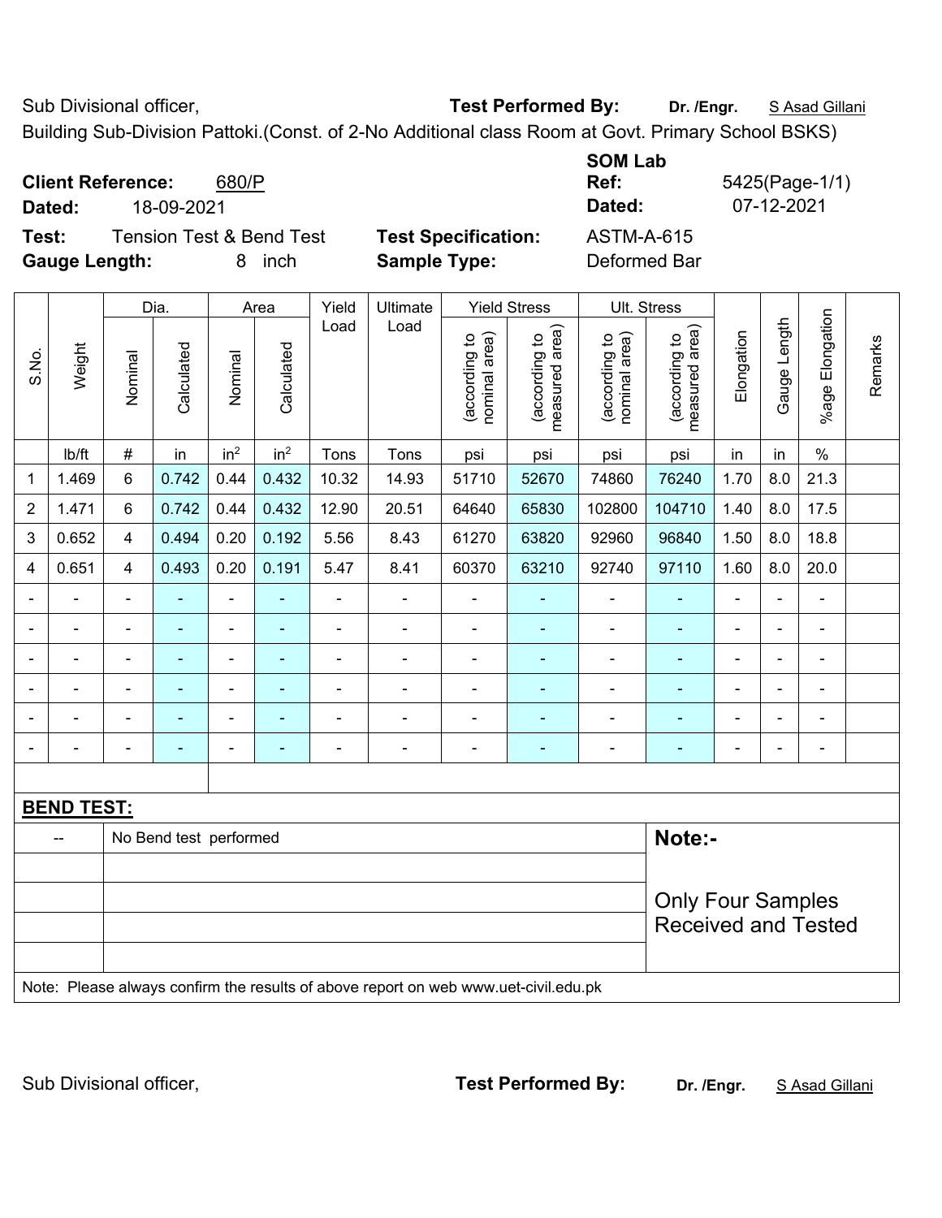Sub Divisional officer, **Test Performed By:** **Dr. /Engr.** S Asad Gillani

Building Sub-Division Pattoki.(Const. of 2-No Additional class Room at Govt. Primary School BSKS)

**Client Reference:** 680/P

**Dated:** 18-09-2021

**SOM Lab Ref:** 5425(Page-1/1)

**Dated:** 07-12-2021

**Test:** Tension Test & Bend Test

**Test Specification:** ASTM-A-615

**Gauge Length:** 8 inch

**Sample Type:** Deformed Bar

| S.No. | Weight | Dia. | | Area | | Yield Load | Ultimate Load | Yield Stress | | Ult. Stress | | Elongation | Gauge Length | %age Elongation | Remarks |
|---|---|---|---|---|---|---|---|---|---|---|---|---|---|---|---|
| | | Nominal | Calculated | Nominal | Calculated | | | (according to nominal area) | (according to measured area) | (according to nominal area) | (according to measured area) | | | | |
| | lb/ft | # | in | $in^2$ | $in^2$ | Tons | Tons | psi | psi | psi | psi | in | in | % | |
| 1 | 1.469 | 6 | 0.742 | 0.44 | 0.432 | 10.32 | 14.93 | 51710 | 52670 | 74860 | 76240 | 1.70 | 8.0 | 21.3 | |
| 2 | 1.471 | 6 | 0.742 | 0.44 | 0.432 | 12.90 | 20.51 | 64640 | 65830 | 102800 | 104710 | 1.40 | 8.0 | 17.5 | |
| 3 | 0.652 | 4 | 0.494 | 0.20 | 0.192 | 5.56 | 8.43 | 61270 | 63820 | 92960 | 96840 | 1.50 | 8.0 | 18.8 | |
| 4 | 0.651 | 4 | 0.493 | 0.20 | 0.191 | 5.47 | 8.41 | 60370 | 63210 | 92740 | 97110 | 1.60 | 8.0 | 20.0 | |
| - | - | - | - | - | - | - | - | - | - | - | - | - | - | - | |
| - | - | - | - | - | - | - | - | - | - | - | - | - | - | - | |
| - | - | - | - | - | - | - | - | - | - | - | - | - | - | - | |
| - | - | - | - | - | - | - | - | - | - | - | - | - | - | - | |
| - | - | - | - | - | - | - | - | - | - | - | - | - | - | - | |
| - | - | - | - | - | - | - | - | - | - | - | - | - | - | - | |

**BEND TEST:**

| -- | No Bend test performed |
|---|---|

**Note:-**

Only Four Samples Received and Tested

Note: Please always confirm the results of above report on web www.uet-civil.edu.pk

Sub Divisional officer, **Test Performed By:** **Dr. /Engr.** S Asad Gillani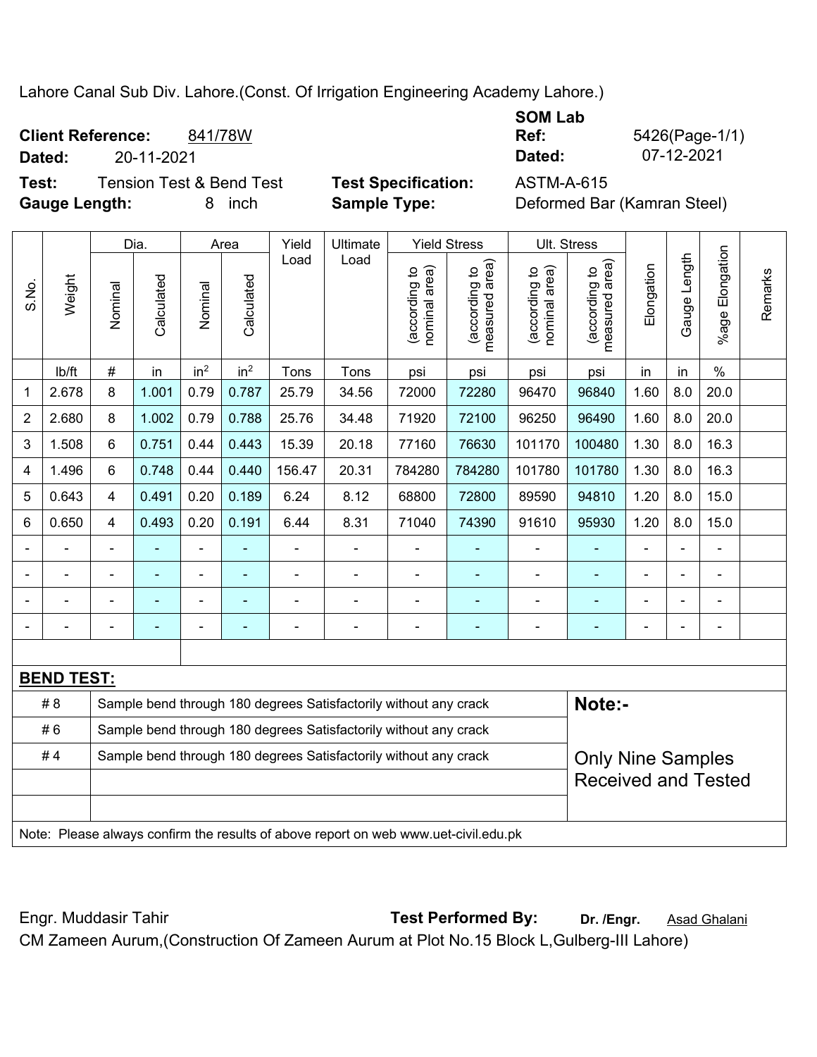Lahore Canal Sub Div. Lahore.(Const. Of Irrigation Engineering Academy Lahore.)

**Client Reference:** 841/78W
**Dated:** 20-11-2021

**SOM Lab Ref:** 5426(Page-1/1)
**Dated:** 07-12-2021

**Test:** Tension Test & Bend Test
**Gauge Length:** 8 inch

**Test Specification:** ASTM-A-615
**Sample Type:** Deformed Bar (Kamran Steel)

| S.No. | Weight | Dia. | | Area | | Yield Load | Ultimate Load | Yield Stress | | Ult. Stress | | Elongation | Gauge Length | %age Elongation | Remarks |
|---|---|---|---|---|---|---|---|---|---|---|---|---|---|---|---|
| | | Nominal | Calculated | Nominal | Calculated | | | (according to nominal area) | (according to measured area) | (according to nominal area) | (according to measured area) | | | | |
| | lb/ft | # | in | in$^2$ | in$^2$ | Tons | Tons | psi | psi | psi | psi | in | in | % | |
| 1 | 2.678 | 8 | 1.001 | 0.79 | 0.787 | 25.79 | 34.56 | 72000 | 72280 | 96470 | 96840 | 1.60 | 8.0 | 20.0 | |
| 2 | 2.680 | 8 | 1.002 | 0.79 | 0.788 | 25.76 | 34.48 | 71920 | 72100 | 96250 | 96490 | 1.60 | 8.0 | 20.0 | |
| 3 | 1.508 | 6 | 0.751 | 0.44 | 0.443 | 15.39 | 20.18 | 77160 | 76630 | 101170 | 100480 | 1.30 | 8.0 | 16.3 | |
| 4 | 1.496 | 6 | 0.748 | 0.44 | 0.440 | 156.47 | 20.31 | 784280 | 784280 | 101780 | 101780 | 1.30 | 8.0 | 16.3 | |
| 5 | 0.643 | 4 | 0.491 | 0.20 | 0.189 | 6.24 | 8.12 | 68800 | 72800 | 89590 | 94810 | 1.20 | 8.0 | 15.0 | |
| 6 | 0.650 | 4 | 0.493 | 0.20 | 0.191 | 6.44 | 8.31 | 71040 | 74390 | 91610 | 95930 | 1.20 | 8.0 | 15.0 | |
| - | - | - | - | - | - | - | - | - | - | - | - | - | - | - | |
| - | - | - | - | - | - | - | - | - | - | - | - | - | - | - | |
| - | - | - | - | - | - | - | - | - | - | - | - | - | - | - | |
| - | - | - | - | - | - | - | - | - | - | - | - | - | - | - | |

**BEND TEST:**

| | | |
|---|---|---|
| # 8 | Sample bend through 180 degrees Satisfactorily without any crack | **Note:-** |
| # 6 | Sample bend through 180 degrees Satisfactorily without any crack | |
| # 4 | Sample bend through 180 degrees Satisfactorily without any crack | Only Nine Samples Received and Tested |

Note: Please always confirm the results of above report on web www.uet-civil.edu.pk

Engr. Muddasir Tahir

**Test Performed By:** **Dr. /Engr.** Asad Ghalani

CM Zameen Aurum,(Construction Of Zameen Aurum at Plot No.15 Block L,Gulberg-III Lahore)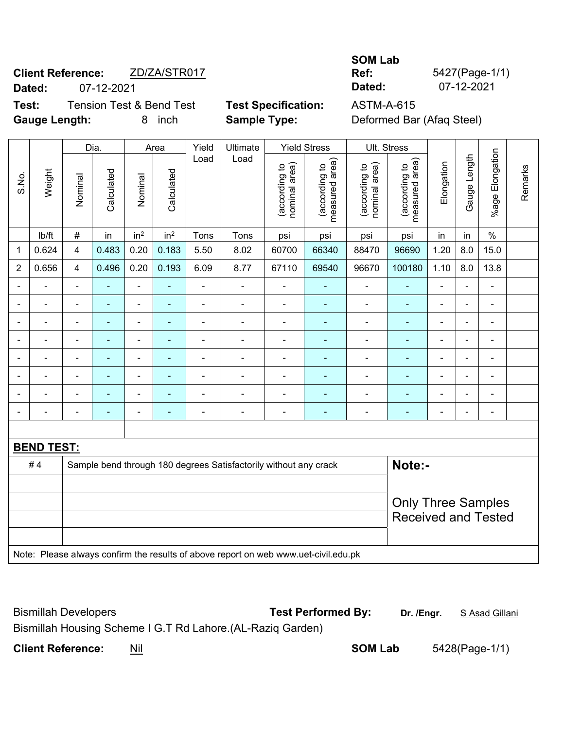**SOM Lab**

**Client Reference:** ZD/ZA/STR017 **Ref:** 5427(Page-1/1)

**Dated:** 07-12-2021 **Dated:** 07-12-2021

**Test:** Tension Test & Bend Test **Test Specification:** ASTM-A-615

**Gauge Length:** 8 inch **Sample Type:** Deformed Bar (Afaq Steel)

| S.No. | Weight | Dia. | | Area | | Yield Load | Ultimate Load | Yield Stress | | Ult. Stress | | Elongation | Gauge Length | %age Elongation | Remarks |
|---|---|---|---|---|---|---|---|---|---|---|---|---|---|---|---|
| | | Nominal | Calculated | Nominal | Calculated | | | (according to nominal area) | (according to measured area) | (according to nominal area) | (according to measured area) | | | | |
| | lb/ft | # | in | in$^2$ | in$^2$ | Tons | Tons | psi | psi | psi | psi | in | in | % | |
| 1 | 0.624 | 4 | 0.483 | 0.20 | 0.183 | 5.50 | 8.02 | 60700 | 66340 | 88470 | 96690 | 1.20 | 8.0 | 15.0 | |
| 2 | 0.656 | 4 | 0.496 | 0.20 | 0.193 | 6.09 | 8.77 | 67110 | 69540 | 96670 | 100180 | 1.10 | 8.0 | 13.8 | |
| - | - | - | - | - | - | - | - | - | - | - | - | - | - | - | |
| - | - | - | - | - | - | - | - | - | - | - | - | - | - | - | |
| - | - | - | - | - | - | - | - | - | - | - | - | - | - | - | |
| - | - | - | - | - | - | - | - | - | - | - | - | - | - | - | |
| - | - | - | - | - | - | - | - | - | - | - | - | - | - | - | |
| - | - | - | - | - | - | - | - | - | - | - | - | - | - | - | |
| - | - | - | - | - | - | - | - | - | - | - | - | - | - | - | |
| - | - | - | - | - | - | - | - | - | - | - | - | - | - | - | |

**BEND TEST:**

| | | |
|---|---|---|
| # 4 | Sample bend through 180 degrees Satisfactorily without any crack | **Note:-** |
| | | |
| | | Only Three Samples Received and Tested |
| | | |
| | | |

Note: Please always confirm the results of above report on web www.uet-civil.edu.pk

Bismillah Developers **Test Performed By:** **Dr. /Engr.** S Asad Gillani

Bismillah Housing Scheme I G.T Rd Lahore.(AL-Raziq Garden)

**Client Reference:** Nil **SOM Lab** 5428(Page-1/1)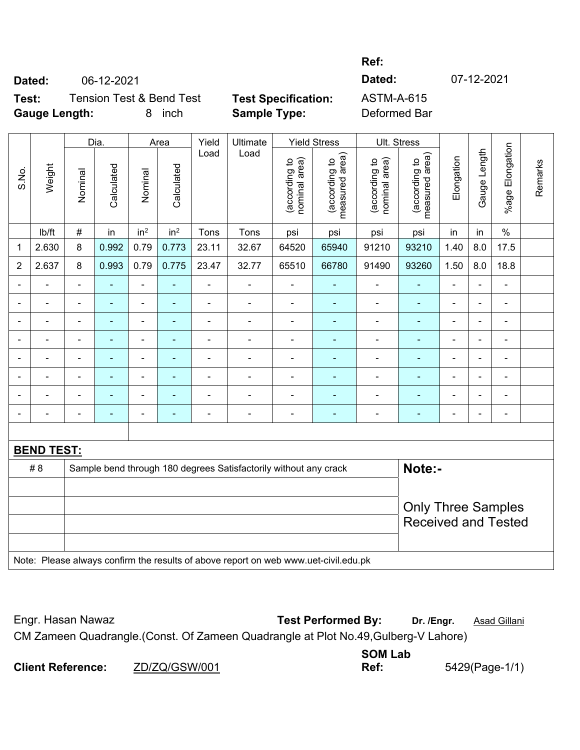**Ref:**

**Dated:** 06-12-2021 **Dated:** 07-12-2021

**Test:** Tension Test & Bend Test **Test Specification:** ASTM-A-615

**Gauge Length:** 8 inch **Sample Type:** Deformed Bar

| S.No. | Weight | Dia. | | Area | | Yield Load | Ultimate Load | Yield Stress | | Ult. Stress | | Elongation | Gauge Length | %age Elongation | Remarks |
|---|---|---|---|---|---|---|---|---|---|---|---|---|---|---|---|
| | | Nominal | Calculated | Nominal | Calculated | | | (according to nominal area) | (according to measured area) | (according to nominal area) | (according to measured area) | | | | |
| | lb/ft | # | in | $in^2$ | $in^2$ | Tons | Tons | psi | psi | psi | psi | in | in | % | |
| 1 | 2.630 | 8 | 0.992 | 0.79 | 0.773 | 23.11 | 32.67 | 64520 | 65940 | 91210 | 93210 | 1.40 | 8.0 | 17.5 | |
| 2 | 2.637 | 8 | 0.993 | 0.79 | 0.775 | 23.47 | 32.77 | 65510 | 66780 | 91490 | 93260 | 1.50 | 8.0 | 18.8 | |
| - | - | - | - | - | - | - | - | - | - | - | - | - | - | - | |
| - | - | - | - | - | - | - | - | - | - | - | - | - | - | - | |
| - | - | - | - | - | - | - | - | - | - | - | - | - | - | - | |
| - | - | - | - | - | - | - | - | - | - | - | - | - | - | - | |
| - | - | - | - | - | - | - | - | - | - | - | - | - | - | - | |
| - | - | - | - | - | - | - | - | - | - | - | - | - | - | - | |
| - | - | - | - | - | - | - | - | - | - | - | - | - | - | - | |
| - | - | - | - | - | - | - | - | - | - | - | - | - | - | - | |

**BEND TEST:**

| | | |
|---|---|---|
| # 8 | Sample bend through 180 degrees Satisfactorily without any crack | **Note:-** |
| | | |
| | | Only Three Samples Received and Tested |
| | | |
| | | |

Note: Please always confirm the results of above report on web www.uet-civil.edu.pk

Engr. Hasan Nawaz **Test Performed By:** **Dr. /Engr.** Asad Gillani

CM Zameen Quadrangle.(Const. Of Zameen Quadrangle at Plot No.49,Gulberg-V Lahore)

**Client Reference:** ZD/ZQ/GSW/001 **SOM Lab Ref:** 5429(Page-1/1)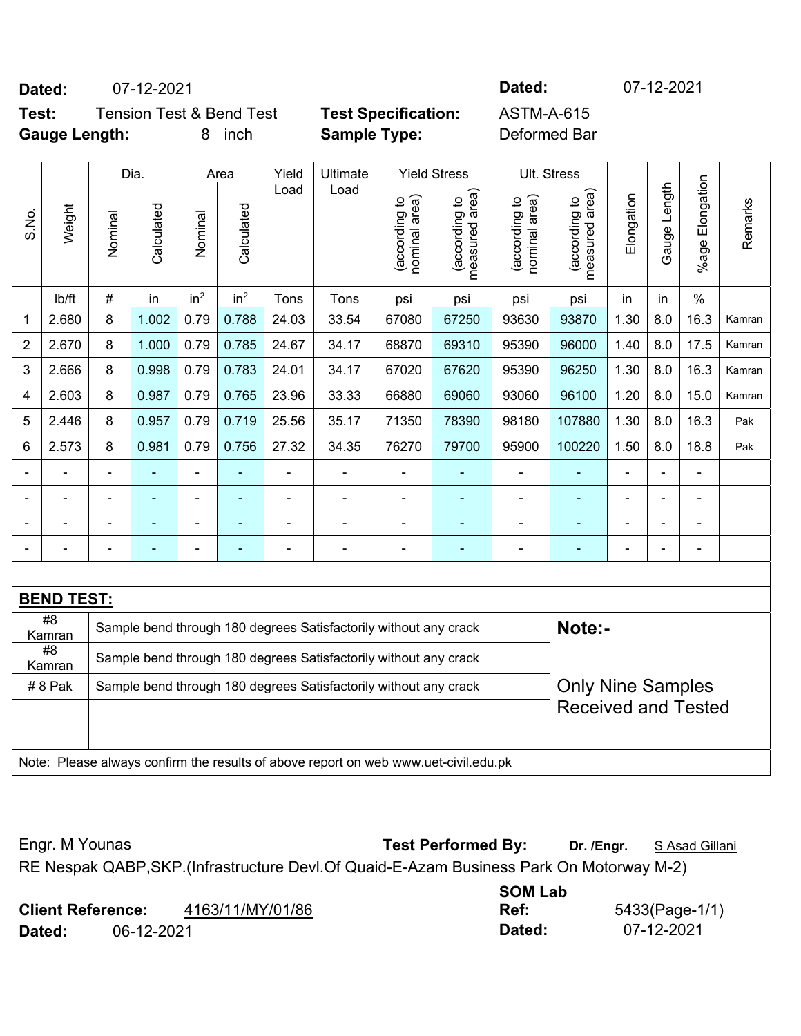**Dated:** 07-12-2021 **Dated:** 07-12-2021

**Test:** Tension Test & Bend Test **Test Specification:** ASTM-A-615

**Gauge Length:** 8 inch **Sample Type:** Deformed Bar

| S.No. | Weight | Dia. | | Area | | Yield Load | Ultimate Load | Yield Stress | | Ult. Stress | | Elongation | Gauge Length | %age Elongation | Remarks |
|---|---|---|---|---|---|---|---|---|---|---|---|---|---|---|---|
| | | Nominal | Calculated | Nominal | Calculated | | | (according to nominal area) | (according to measured area) | (according to nominal area) | (according to measured area) | | | | |
| | lb/ft | # | in | $in^2$ | $in^2$ | Tons | Tons | psi | psi | psi | psi | in | in | % | |
| 1 | 2.680 | 8 | 1.002 | 0.79 | 0.788 | 24.03 | 33.54 | 67080 | 67250 | 93630 | 93870 | 1.30 | 8.0 | 16.3 | Kamran |
| 2 | 2.670 | 8 | 1.000 | 0.79 | 0.785 | 24.67 | 34.17 | 68870 | 69310 | 95390 | 96000 | 1.40 | 8.0 | 17.5 | Kamran |
| 3 | 2.666 | 8 | 0.998 | 0.79 | 0.783 | 24.01 | 34.17 | 67020 | 67620 | 95390 | 96250 | 1.30 | 8.0 | 16.3 | Kamran |
| 4 | 2.603 | 8 | 0.987 | 0.79 | 0.765 | 23.96 | 33.33 | 66880 | 69060 | 93060 | 96100 | 1.20 | 8.0 | 15.0 | Kamran |
| 5 | 2.446 | 8 | 0.957 | 0.79 | 0.719 | 25.56 | 35.17 | 71350 | 78390 | 98180 | 107880 | 1.30 | 8.0 | 16.3 | Pak |
| 6 | 2.573 | 8 | 0.981 | 0.79 | 0.756 | 27.32 | 34.35 | 76270 | 79700 | 95900 | 100220 | 1.50 | 8.0 | 18.8 | Pak |
| - | - | - | - | - | - | - | - | - | - | - | - | - | - | - | |
| - | - | - | - | - | - | - | - | - | - | - | - | - | - | - | |
| - | - | - | - | - | - | - | - | - | - | - | - | - | - | - | |
| - | - | - | - | - | - | - | - | - | - | - | - | - | - | - | |

**BEND TEST:**

| | | |
|---|---|---|
| #8 Kamran | Sample bend through 180 degrees Satisfactorily without any crack | **Note:-** |
| #8 Kamran | Sample bend through 180 degrees Satisfactorily without any crack | |
| # 8 Pak | Sample bend through 180 degrees Satisfactorily without any crack | Only Nine Samples Received and Tested |

Note: Please always confirm the results of above report on web www.uet-civil.edu.pk

Engr. M Younas **Test Performed By:** **Dr. /Engr.** S Asad Gillani

RE Nespak QABP,SKP.(Infrastructure Devl.Of Quaid-E-Azam Business Park On Motorway M-2)

**Client Reference:** 4163/11/MY/01/86 **SOM Lab Ref:** 5433(Page-1/1)

**Dated:** 06-12-2021 **Dated:** 07-12-2021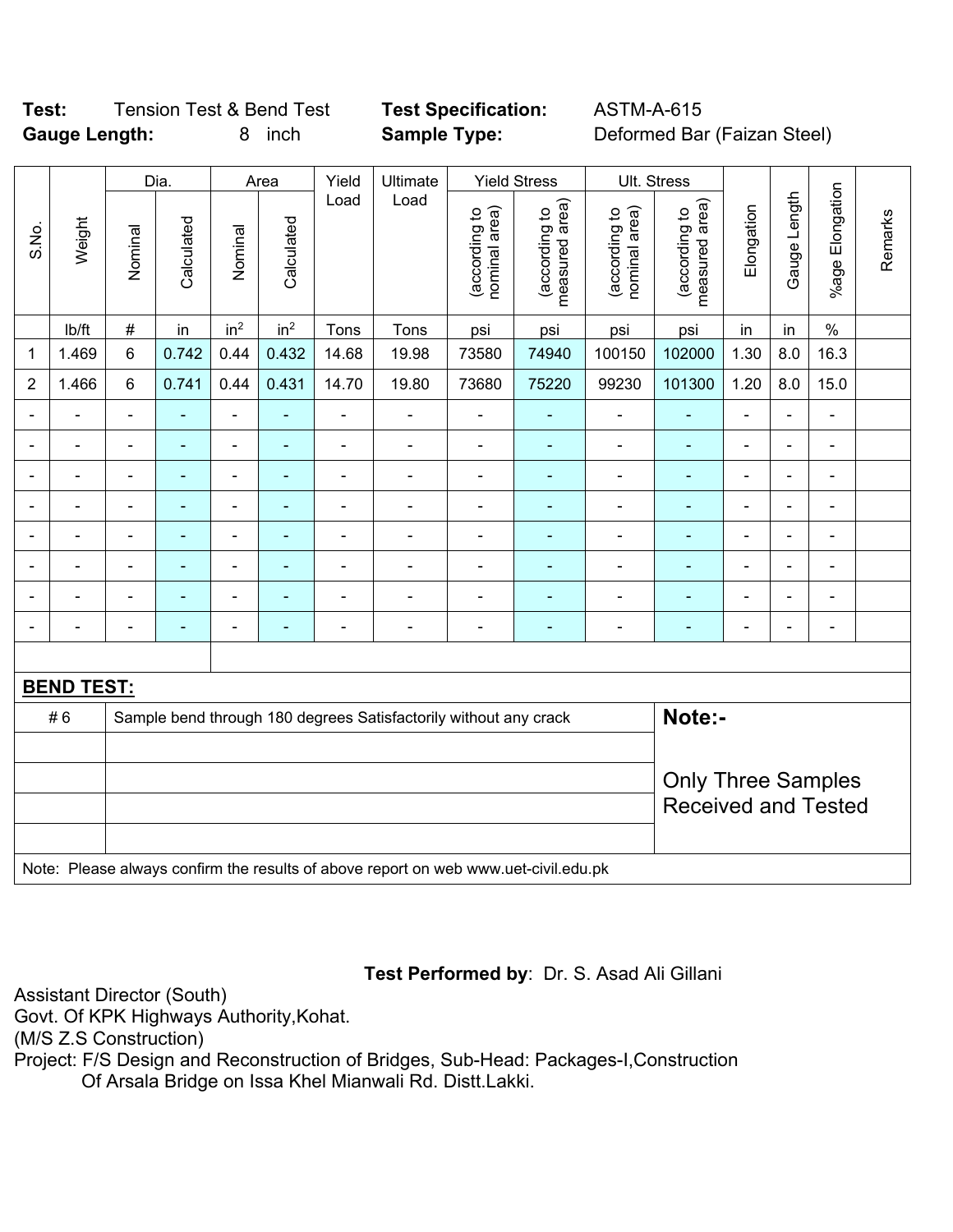**Test:** Tension Test & Bend Test **Test Specification:** ASTM-A-615
**Gauge Length:** 8 inch **Sample Type:** Deformed Bar (Faizan Steel)

| S.No. | Weight | Dia. | | Area | | Yield Load | Ultimate Load | Yield Stress | | Ult. Stress | | Elongation | Gauge Length | %age Elongation | Remarks |
|---|---|---|---|---|---|---|---|---|---|---|---|---|---|---|---|
| | | Nominal | Calculated | Nominal | Calculated | | | (according to nominal area) | (according to measured area) | (according to nominal area) | (according to measured area) | | | | |
| | lb/ft | # | in | in² | in² | Tons | Tons | psi | psi | psi | psi | in | in | % | |
| 1 | 1.469 | 6 | 0.742 | 0.44 | 0.432 | 14.68 | 19.98 | 73580 | 74940 | 100150 | 102000 | 1.30 | 8.0 | 16.3 | |
| 2 | 1.466 | 6 | 0.741 | 0.44 | 0.431 | 14.70 | 19.80 | 73680 | 75220 | 99230 | 101300 | 1.20 | 8.0 | 15.0 | |
| - | - | - | - | - | - | - | - | - | - | - | - | - | - | - | |
| - | - | - | - | - | - | - | - | - | - | - | - | - | - | - | |
| - | - | - | - | - | - | - | - | - | - | - | - | - | - | - | |
| - | - | - | - | - | - | - | - | - | - | - | - | - | - | - | |
| - | - | - | - | - | - | - | - | - | - | - | - | - | - | - | |
| - | - | - | - | - | - | - | - | - | - | - | - | - | - | - | |
| - | - | - | - | - | - | - | - | - | - | - | - | - | - | - | |
| - | - | - | - | - | - | - | - | - | - | - | - | - | - | - | |

**BEND TEST:**

| | | |
|---|---|---|
| # 6 | Sample bend through 180 degrees Satisfactorily without any crack | **Note:-** Only Three Samples Received and Tested |

Note: Please always confirm the results of above report on web www.uet-civil.edu.pk

**Test Performed by**: Dr. S. Asad Ali Gillani

Assistant Director (South)
Govt. Of KPK Highways Authority,Kohat.
(M/S Z.S Construction)
Project: F/S Design and Reconstruction of Bridges, Sub-Head: Packages-I,Construction Of Arsala Bridge on Issa Khel Mianwali Rd. Distt.Lakki.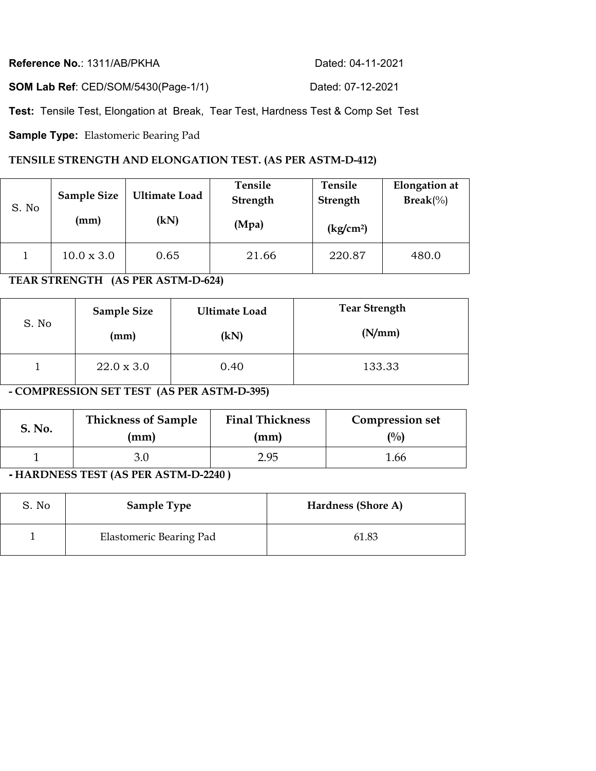**Reference No.**: 1311/AB/PKHA Dated: 04-11-2021

**SOM Lab Ref**: CED/SOM/5430(Page-1/1) Dated: 07-12-2021

**Test:** Tensile Test, Elongation at Break, Tear Test, Hardness Test & Comp Set Test

**Sample Type:** Elastomeric Bearing Pad

**TENSILE STRENGTH AND ELONGATION TEST. (AS PER ASTM-D-412)**

| S. No | Sample Size (mm) | Ultimate Load (kN) | Tensile Strength (Mpa) | Tensile Strength (kg/cm²) | Elongation at Break(%) |
|---|---|---|---|---|---|
| 1 | 10.0 x 3.0 | 0.65 | 21.66 | 220.87 | 480.0 |

**TEAR STRENGTH (AS PER ASTM-D-624)**

| S. No | Sample Size (mm) | Ultimate Load (kN) | Tear Strength (N/mm) |
|---|---|---|---|
| 1 | 22.0 x 3.0 | 0.40 | 133.33 |

**- COMPRESSION SET TEST (AS PER ASTM-D-395)**

| S. No. | Thickness of Sample (mm) | Final Thickness (mm) | Compression set (%) |
|---|---|---|---|
| 1 | 3.0 | 2.95 | 1.66 |

**- HARDNESS TEST (AS PER ASTM-D-2240 )**

| S. No | Sample Type | Hardness (Shore A) |
|---|---|---|
| 1 | Elastomeric Bearing Pad | 61.83 |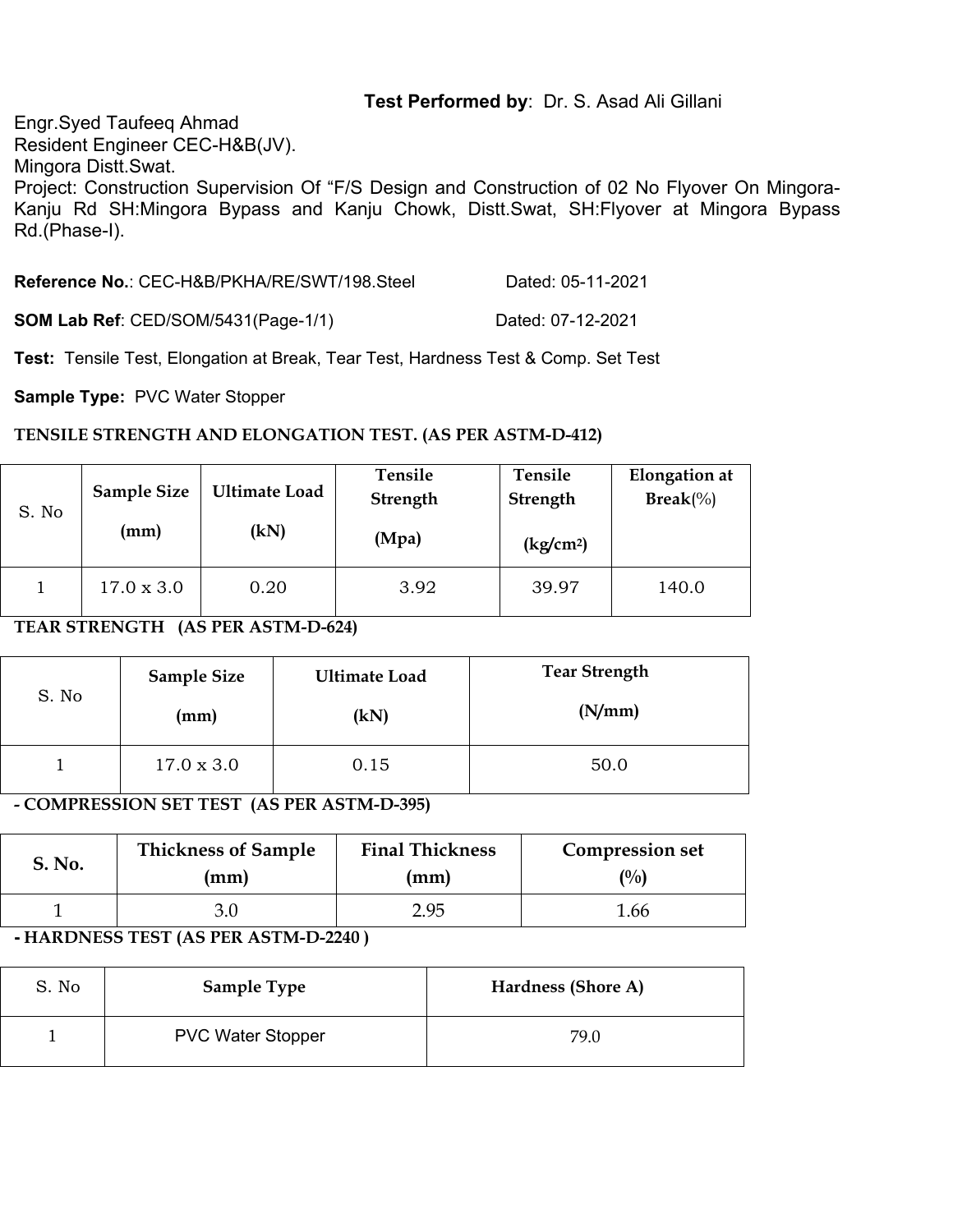**Test Performed by**: Dr. S. Asad Ali Gillani

Engr.Syed Taufeeq Ahmad
Resident Engineer CEC-H&B(JV).
Mingora Distt.Swat.
Project: Construction Supervision Of "F/S Design and Construction of 02 No Flyover On Mingora-Kanju Rd SH:Mingora Bypass and Kanju Chowk, Distt.Swat, SH:Flyover at Mingora Bypass Rd.(Phase-I).

**Reference No.**: CEC-H&B/PKHA/RE/SWT/198.Steel Dated: 05-11-2021

**SOM Lab Ref**: CED/SOM/5431(Page-1/1) Dated: 07-12-2021

**Test:** Tensile Test, Elongation at Break, Tear Test, Hardness Test & Comp. Set Test

**Sample Type:** PVC Water Stopper

**TENSILE STRENGTH AND ELONGATION TEST. (AS PER ASTM-D-412)**

| S. No | Sample Size (mm) | Ultimate Load (kN) | Tensile Strength (Mpa) | Tensile Strength ($kg/cm^2$) | Elongation at Break(%) |
|---|---|---|---|---|---|
| 1 | 17.0 x 3.0 | 0.20 | 3.92 | 39.97 | 140.0 |

**TEAR STRENGTH (AS PER ASTM-D-624)**

| S. No | Sample Size (mm) | Ultimate Load (kN) | Tear Strength (N/mm) |
|---|---|---|---|
| 1 | 17.0 x 3.0 | 0.15 | 50.0 |

**- COMPRESSION SET TEST (AS PER ASTM-D-395)**

| S. No. | Thickness of Sample (mm) | Final Thickness (mm) | Compression set (%) |
|---|---|---|---|
| 1 | 3.0 | 2.95 | 1.66 |

**- HARDNESS TEST (AS PER ASTM-D-2240 )**

| S. No | Sample Type | Hardness (Shore A) |
|---|---|---|
| 1 | PVC Water Stopper | 79.0 |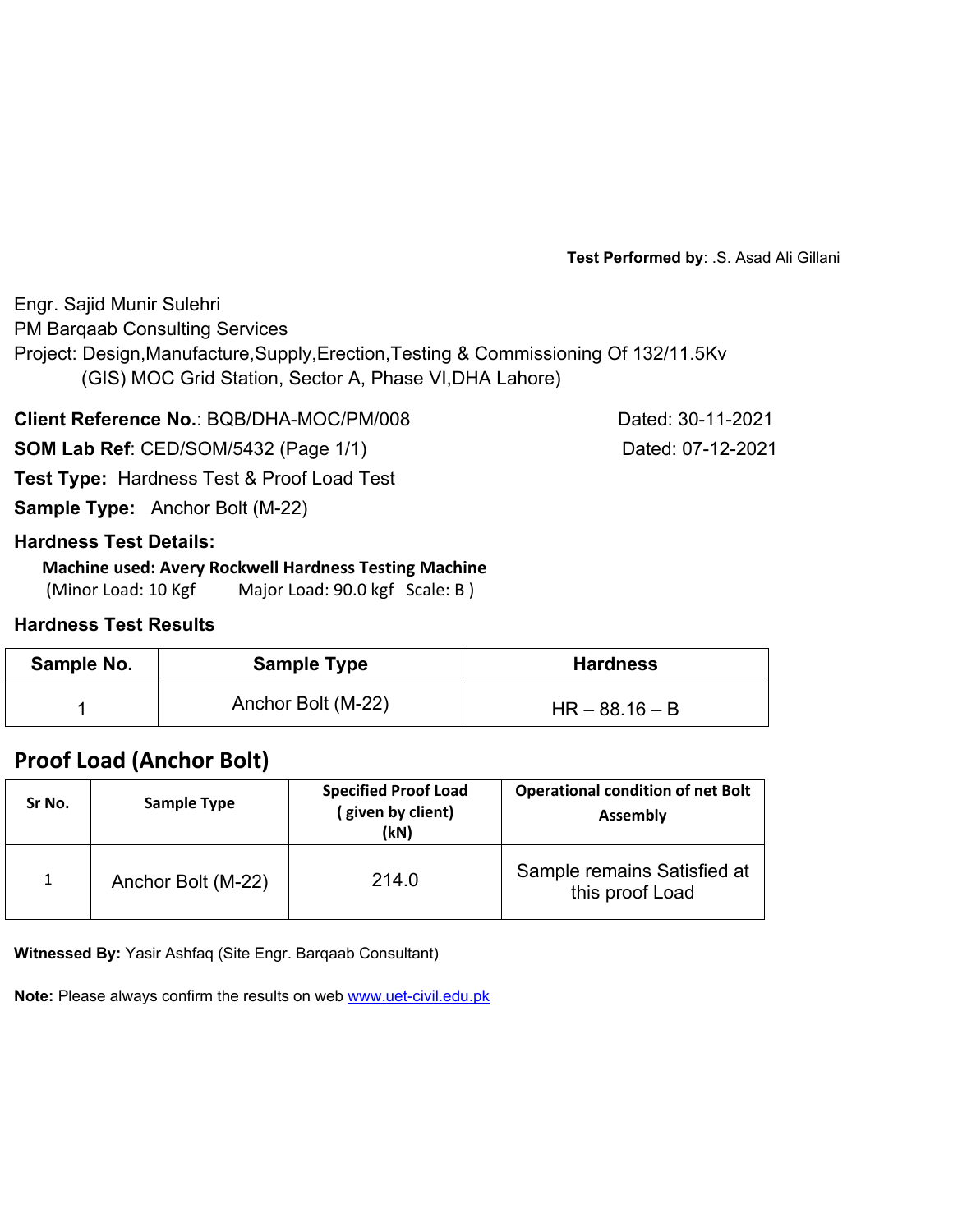**Test Performed by**: .S. Asad Ali Gillani

Engr. Sajid Munir Sulehri
PM Barqaab Consulting Services
Project: Design,Manufacture,Supply,Erection,Testing & Commissioning Of 132/11.5Kv
(GIS) MOC Grid Station, Sector A, Phase VI,DHA Lahore)

**Client Reference No.**: BQB/DHA-MOC/PM/008 Dated: 30-11-2021

**SOM Lab Ref**: CED/SOM/5432 (Page 1/1) Dated: 07-12-2021

**Test Type:** Hardness Test & Proof Load Test

**Sample Type:** Anchor Bolt (M-22)

**Hardness Test Details:**

**Machine used: Avery Rockwell Hardness Testing Machine**
(Minor Load: 10 Kgf Major Load: 90.0 kgf Scale: B )

**Hardness Test Results**

| Sample No. | Sample Type | Hardness |
|---|---|---|
| 1 | Anchor Bolt (M-22) | HR – 88.16 – B |

## Proof Load (Anchor Bolt)

| Sr No. | Sample Type | Specified Proof Load ( given by client) (kN) | Operational condition of net Bolt Assembly |
|---|---|---|---|
| 1 | Anchor Bolt (M-22) | 214.0 | Sample remains Satisfied at this proof Load |

**Witnessed By:** Yasir Ashfaq (Site Engr. Barqaab Consultant)

**Note:** Please always confirm the results on web www.uet-civil.edu.pk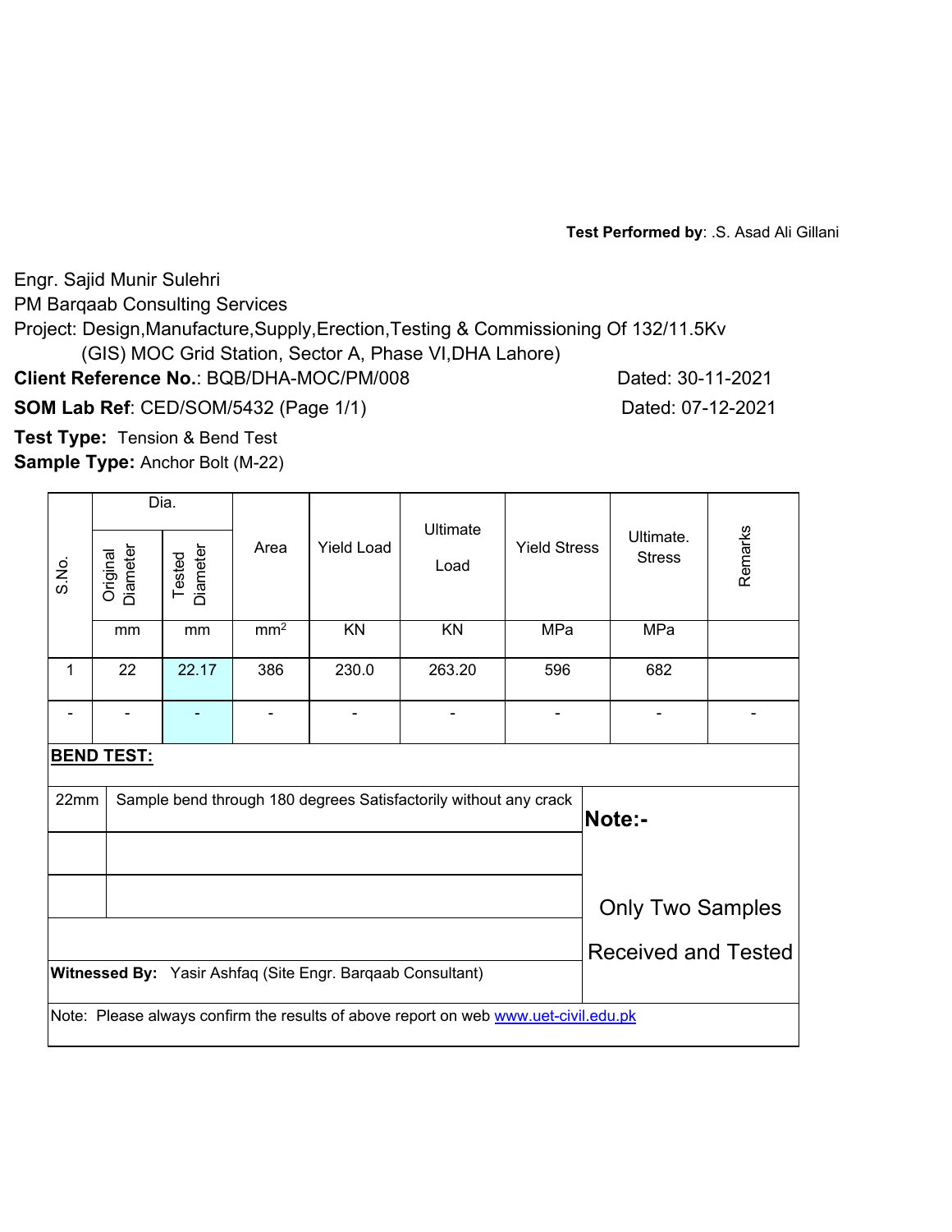**Test Performed by**: .S. Asad Ali Gillani

Engr. Sajid Munir Sulehri
PM Barqaab Consulting Services
Project: Design,Manufacture,Supply,Erection,Testing & Commissioning Of 132/11.5Kv (GIS) MOC Grid Station, Sector A, Phase VI,DHA Lahore)

**Client Reference No.**: BQB/DHA-MOC/PM/008 Dated: 30-11-2021

**SOM Lab Ref**: CED/SOM/5432 (Page 1/1) Dated: 07-12-2021

**Test Type:** Tension & Bend Test
**Sample Type:** Anchor Bolt (M-22)

| S.No. | Dia. | | Area | Yield Load | Ultimate Load | Yield Stress | Ultimate. Stress | Remarks |
|---|---|---|---|---|---|---|---|---|
| | Original Diameter | Tested Diameter | | | | | | |
| | mm | mm | $mm^2$ | KN | KN | MPa | MPa | |
| 1 | 22 | 22.17 | 386 | 230.0 | 263.20 | 596 | 682 | |
| - | - | - | - | - | - | - | - | - |

**BEND TEST:**

| | | |
|---|---|---|
| 22mm | Sample bend through 180 degrees Satisfactorily without any crack | **Note:-** Only Two Samples Received and Tested |
| | | |
| | | |

**Witnessed By:** Yasir Ashfaq (Site Engr. Barqaab Consultant)

Note: Please always confirm the results of above report on web www.uet-civil.edu.pk